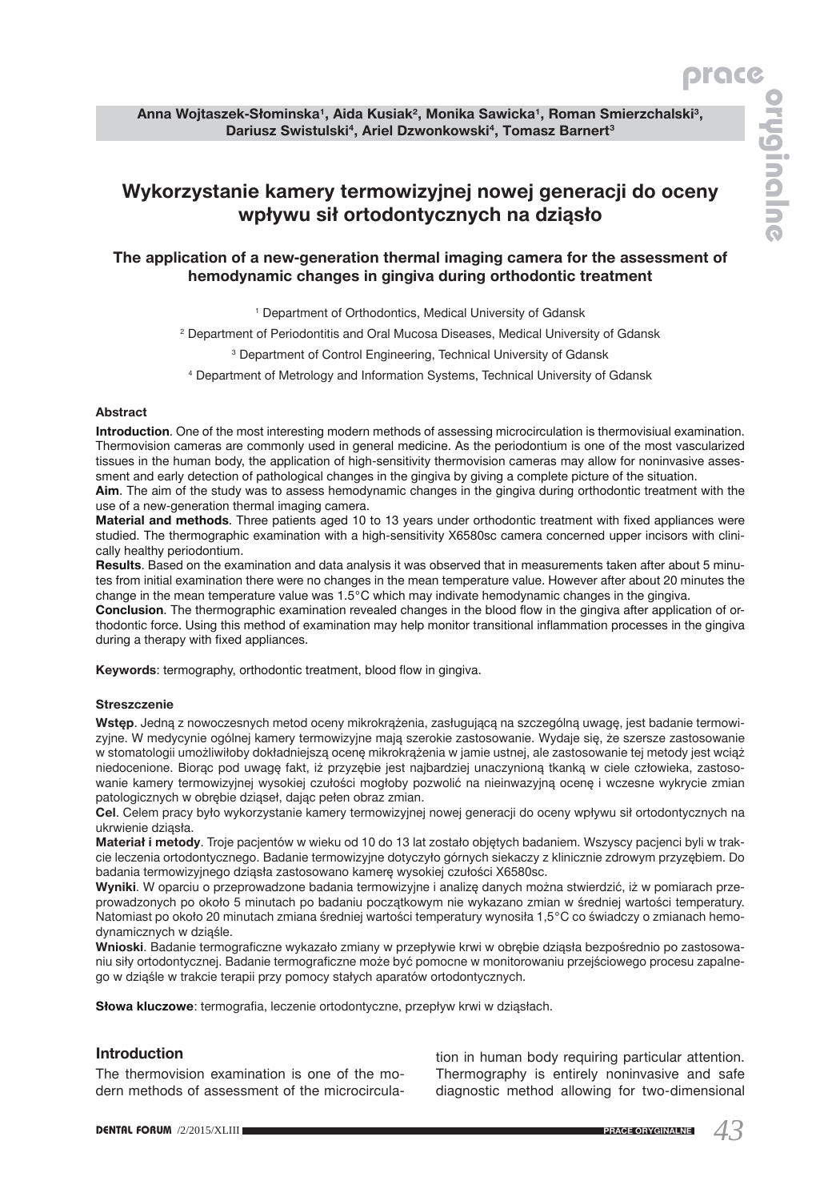Anna Wojtaszek-Słominska[1], Aida Kusiak[2], Monika Sawicka[1], Roman Smierzchalski[3], Dariusz Swistulski[4], Ariel Dzwonkowski[4], Tomasz Barnert[3]

# Wykorzystanie kamery termowizyjnej nowej generacji do oceny wpływu sił ortodontycznych na dziąsło

## The application of a new-generation thermal imaging camera for the assessment of hemodynamic changes in gingiva during orthodontic treatment

[1] Department of Orthodontics, Medical University of Gdansk

[2] Department of Periodontitis and Oral Mucosa Diseases, Medical University of Gdansk

[3] Department of Control Engineering, Technical University of Gdansk

[4] Department of Metrology and Information Systems, Technical University of Gdansk

### Abstract

**Introduction**. One of the most interesting modern methods of assessing microcirculation is thermovisiual examination. Thermovision cameras are commonly used in general medicine. As the periodontium is one of the most vascularized tissues in the human body, the application of high-sensitivity thermovision cameras may allow for noninvasive assessment and early detection of pathological changes in the gingiva by giving a complete picture of the situation.

**Aim**. The aim of the study was to assess hemodynamic changes in the gingiva during orthodontic treatment with the use of a new-generation thermal imaging camera.

**Material and methods**. Three patients aged 10 to 13 years under orthodontic treatment with fixed appliances were studied. The thermographic examination with a high-sensitivity X6580sc camera concerned upper incisors with clinically healthy periodontium.

**Results**. Based on the examination and data analysis it was observed that in measurements taken after about 5 minutes from initial examination there were no changes in the mean temperature value. However after about 20 minutes the change in the mean temperature value was 1.5°C which may indivate hemodynamic changes in the gingiva.

**Conclusion**. The thermographic examination revealed changes in the blood flow in the gingiva after application of orthodontic force. Using this method of examination may help monitor transitional inflammation processes in the gingiva during a therapy with fixed appliances.

**Keywords**: termography, orthodontic treatment, blood flow in gingiva.

### Streszczenie

**Wstęp**. Jedną z nowoczesnych metod oceny mikrokrążenia, zasługującą na szczególną uwagę, jest badanie termowizyjne. W medycynie ogólnej kamery termowizyjne mają szerokie zastosowanie. Wydaje się, że szersze zastosowanie w stomatologii umożliwiłoby dokładniejszą ocenę mikrokrążenia w jamie ustnej, ale zastosowanie tej metody jest wciąż niedocenione. Biorąc pod uwagę fakt, iż przyzębie jest najbardziej unaczynioną tkanką w ciele człowieka, zastosowanie kamery termowizyjnej wysokiej czułości mogłoby pozwolić na nieinwazyjną ocenę i wczesne wykrycie zmian patologicznych w obrębie dziąseł, dając pełen obraz zmian.

**Cel**. Celem pracy było wykorzystanie kamery termowizyjnej nowej generacji do oceny wpływu sił ortodontycznych na ukrwienie dziąsła.

**Materiał i metody**. Troje pacjentów w wieku od 10 do 13 lat zostało objętych badaniem. Wszyscy pacjenci byli w trakcie leczenia ortodontycznego. Badanie termowizyjne dotyczyło górnych siekaczy z klinicznie zdrowym przyzębiem. Do badania termowizyjnego dziąsła zastosowano kamerę wysokiej czułości X6580sc.

**Wyniki**. W oparciu o przeprowadzone badania termowizyjne i analizę danych można stwierdzić, iż w pomiarach przeprowadzonych po około 5 minutach po badaniu początkowym nie wykazano zmian w średniej wartości temperatury. Natomiast po około 20 minutach zmiana średniej wartości temperatury wynosiła 1,5°C co świadczy o zmianach hemodynamicznych w dziąśle.

**Wnioski**. Badanie termograficzne wykazało zmiany w przepływie krwi w obrębie dziąsła bezpośrednio po zastosowaniu siły ortodontycznej. Badanie termograficzne może być pomocne w monitorowaniu przejściowego procesu zapalnego w dziąśle w trakcie terapii przy pomocy stałych aparatów ortodontycznych.

**Słowa kluczowe**: termografia, leczenie ortodontyczne, przepływ krwi w dziąsłach.

### Introduction

The thermovision examination is one of the modern methods of assessment of the microcirculation in human body requiring particular attention. Thermography is entirely noninvasive and safe diagnostic method allowing for two-dimensional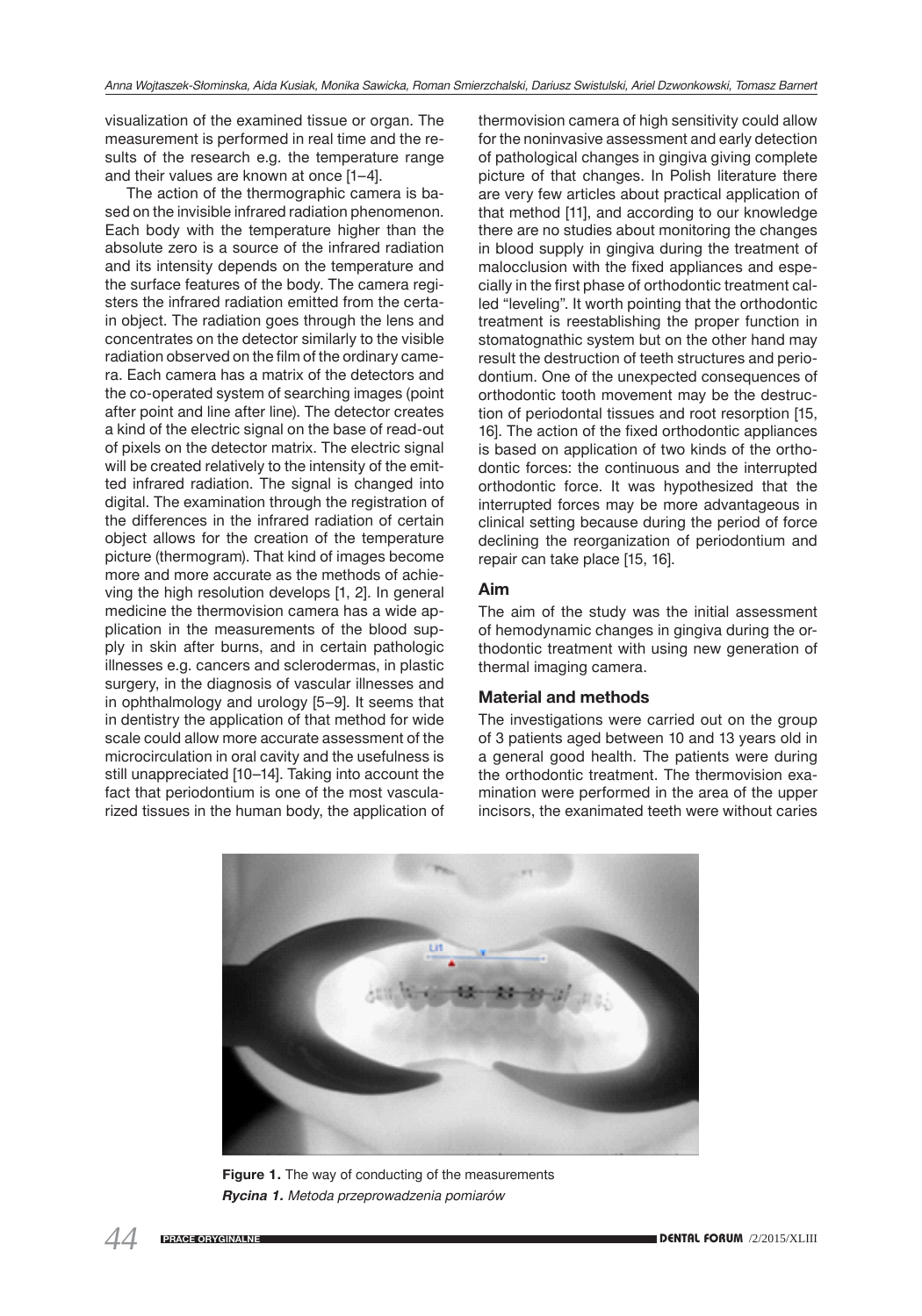visualization of the examined tissue or organ. The measurement is performed in real time and the results of the research e.g. the temperature range and their values are known at once [1–4].

The action of the thermographic camera is based on the invisible infrared radiation phenomenon. Each body with the temperature higher than the absolute zero is a source of the infrared radiation and its intensity depends on the temperature and the surface features of the body. The camera registers the infrared radiation emitted from the certain object. The radiation goes through the lens and concentrates on the detector similarly to the visible radiation observed on the film of the ordinary camera. Each camera has a matrix of the detectors and the co-operated system of searching images (point after point and line after line). The detector creates a kind of the electric signal on the base of read-out of pixels on the detector matrix. The electric signal will be created relatively to the intensity of the emitted infrared radiation. The signal is changed into digital. The examination through the registration of the differences in the infrared radiation of certain object allows for the creation of the temperature picture (thermogram). That kind of images become more and more accurate as the methods of achieving the high resolution develops [1, 2]. In general medicine the thermovision camera has a wide application in the measurements of the blood supply in skin after burns, and in certain pathologic illnesses e.g. cancers and sclerodermas, in plastic surgery, in the diagnosis of vascular illnesses and in ophthalmology and urology [5–9]. It seems that in dentistry the application of that method for wide scale could allow more accurate assessment of the microcirculation in oral cavity and the usefulness is still unappreciated [10–14]. Taking into account the fact that periodontium is one of the most vascularized tissues in the human body, the application of thermovision camera of high sensitivity could allow for the noninvasive assessment and early detection of pathological changes in gingiva giving complete picture of that changes. In Polish literature there are very few articles about practical application of that method [11], and according to our knowledge there are no studies about monitoring the changes in blood supply in gingiva during the treatment of malocclusion with the fixed appliances and especially in the first phase of orthodontic treatment called "leveling". It worth pointing that the orthodontic treatment is reestablishing the proper function in stomatognathic system but on the other hand may result the destruction of teeth structures and periodontium. One of the unexpected consequences of orthodontic tooth movement may be the destruction of periodontal tissues and root resorption [15, 16]. The action of the fixed orthodontic appliances is based on application of two kinds of the orthodontic forces: the continuous and the interrupted orthodontic force. It was hypothesized that the interrupted forces may be more advantageous in clinical setting because during the period of force declining the reorganization of periodontium and repair can take place [15, 16].

## Aim

The aim of the study was the initial assessment of hemodynamic changes in gingiva during the orthodontic treatment with using new generation of thermal imaging camera.

## Material and methods

The investigations were carried out on the group of 3 patients aged between 10 and 13 years old in a general good health. The patients were during the orthodontic treatment. The thermovision examination were performed in the area of the upper incisors, the exanimated teeth were without caries

**Figure 1.** The way of conducting of the measurements
***Rycina 1.*** *Metoda przeprowadzenia pomiarów*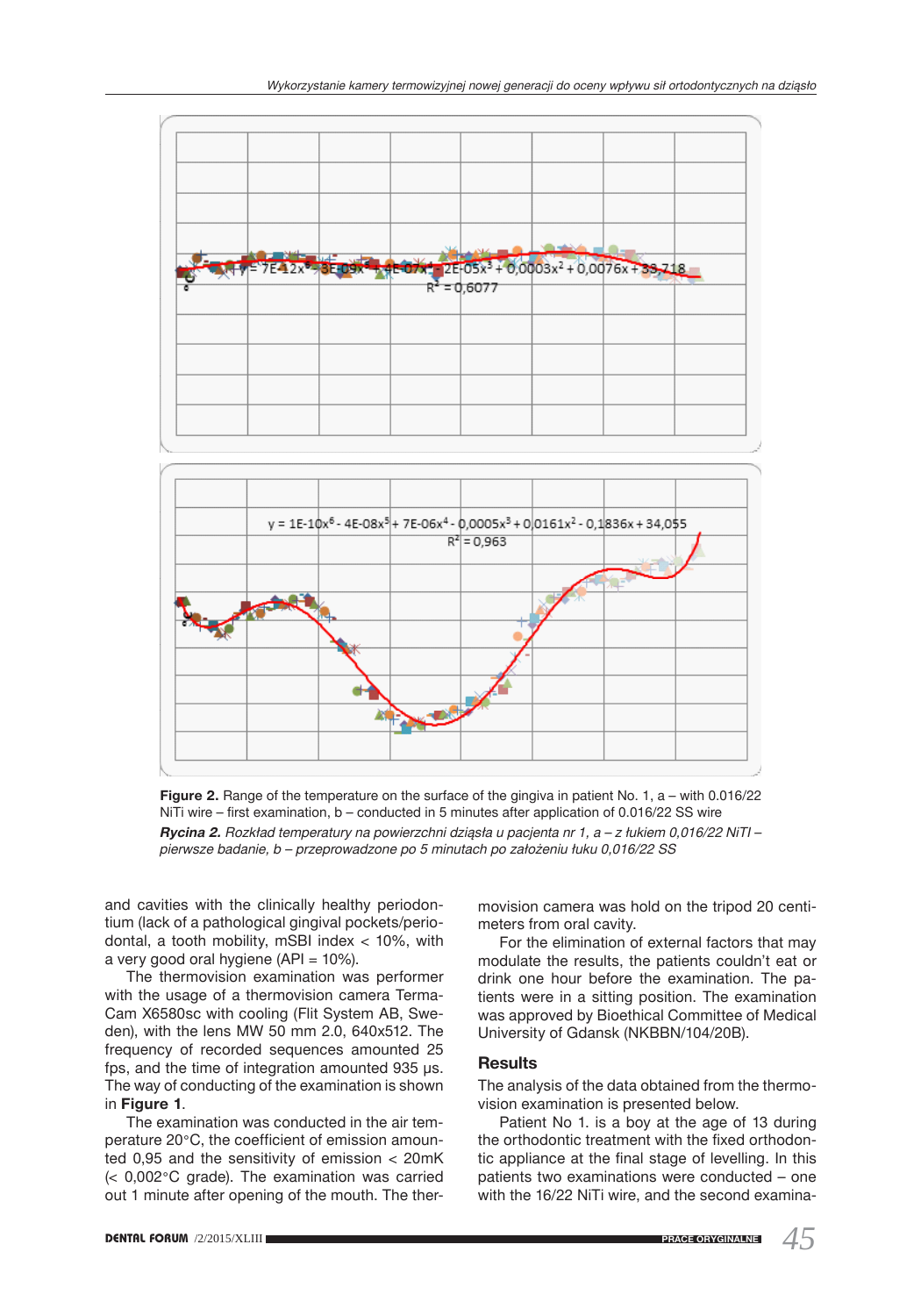**Figure 2.** Range of the temperature on the surface of the gingiva in patient No. 1, a – with 0.016/22 NiTi wire – first examination, b – conducted in 5 minutes after application of 0.016/22 SS wire

***Rycina 2.*** *Rozkład temperatury na powierzchni dziąsła u pacjenta nr 1, a – z łukiem 0,016/22 NiTI – pierwsze badanie, b – przeprowadzone po 5 minutach po założeniu łuku 0,016/22 SS*

and cavities with the clinically healthy periodontium (lack of a pathological gingival pockets/periodontal, a tooth mobility, mSBI index < 10%, with a very good oral hygiene (API = 10%).

The thermovision examination was performer with the usage of a thermovision camera TermaCam X6580sc with cooling (Flit System AB, Sweden), with the lens MW 50 mm 2.0, 640x512. The frequency of recorded sequences amounted 25 fps, and the time of integration amounted 935 µs. The way of conducting of the examination is shown in **Figure 1**.

The examination was conducted in the air temperature 20°C, the coefficient of emission amounted 0,95 and the sensitivity of emission < 20mK (< 0,002°C grade). The examination was carried out 1 minute after opening of the mouth. The thermovision camera was hold on the tripod 20 centimeters from oral cavity.

For the elimination of external factors that may modulate the results, the patients couldn't eat or drink one hour before the examination. The patients were in a sitting position. The examination was approved by Bioethical Committee of Medical University of Gdansk (NKBBN/104/20B).

## Results

The analysis of the data obtained from the thermovision examination is presented below.

Patient No 1. is a boy at the age of 13 during the orthodontic treatment with the fixed orthodontic appliance at the final stage of levelling. In this patients two examinations were conducted – one with the 16/22 NiTi wire, and the second examina-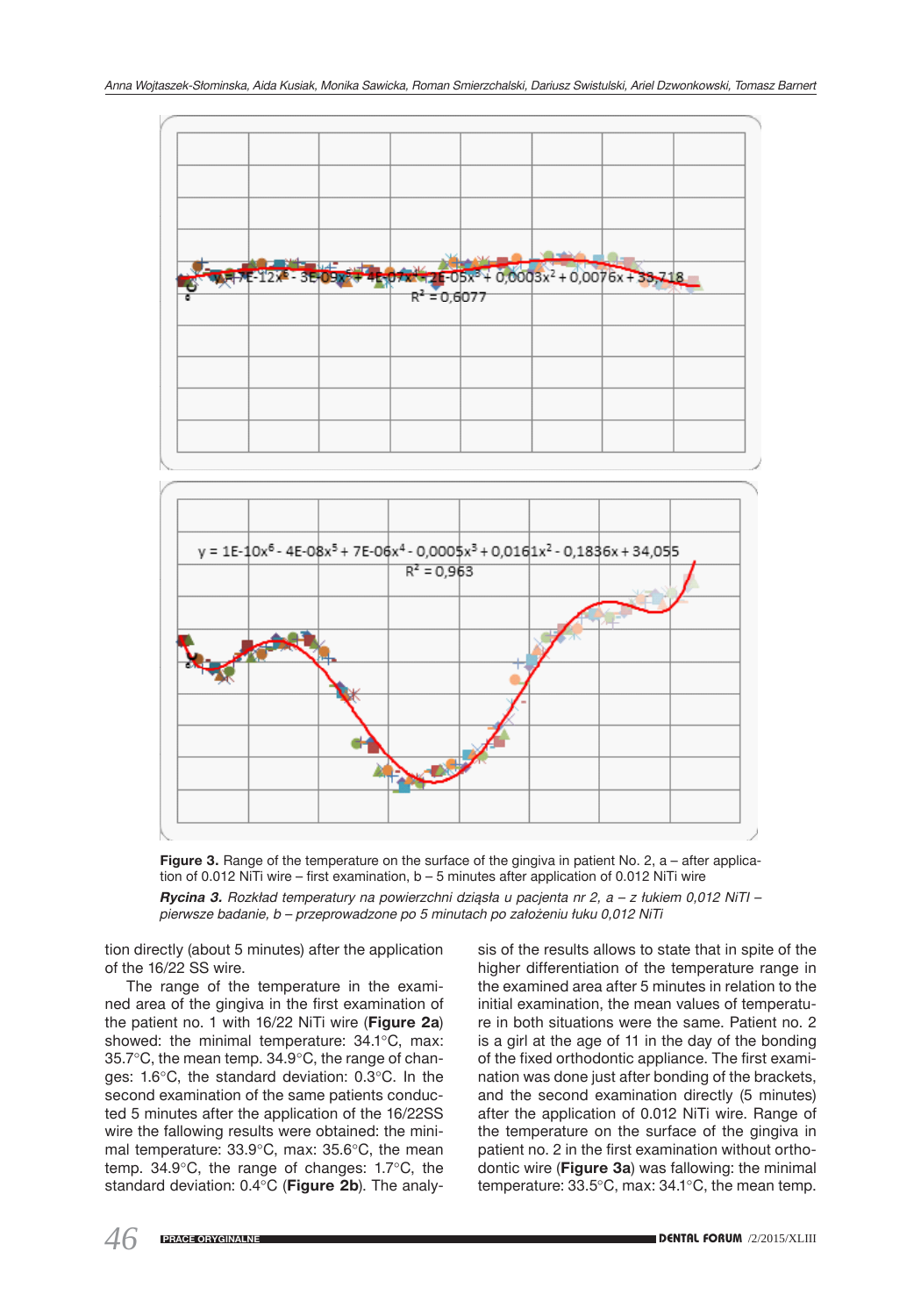$y = 7E\text{-}12x^6 - 3E\text{-}09x^5 + 4E\text{-}07x^4 - 2E\text{-}05x^3 + 0{,}0003x^2 + 0{,}0076x + 33{,}718$

$R^2 = 0{,}6077$

$y = 1E\text{-}10x^6 - 4E\text{-}08x^5 + 7E\text{-}06x^4 - 0{,}0005x^3 + 0{,}0161x^2 - 0{,}1836x + 34{,}055$

$R^2 = 0{,}963$

**Figure 3.** Range of the temperature on the surface of the gingiva in patient No. 2, a – after application of 0.012 NiTi wire – first examination, b – 5 minutes after application of 0.012 NiTi wire

***Rycina 3.*** *Rozkład temperatury na powierzchni dziąsła u pacjenta nr 2, a – z łukiem 0,012 NiTI – pierwsze badanie, b – przeprowadzone po 5 minutach po założeniu łuku 0,012 NiTi*

tion directly (about 5 minutes) after the application of the 16/22 SS wire.

The range of the temperature in the examined area of the gingiva in the first examination of the patient no. 1 with 16/22 NiTi wire (**Figure 2a**) showed: the minimal temperature: 34.1°C, max: 35.7°C, the mean temp. 34.9°C, the range of changes: 1.6°C, the standard deviation: 0.3°C. In the second examination of the same patients conducted 5 minutes after the application of the 16/22SS wire the fallowing results were obtained: the minimal temperature: 33.9°C, max: 35.6°C, the mean temp. 34.9°C, the range of changes: 1.7°C, the standard deviation: 0.4°C (**Figure 2b**). The analysis of the results allows to state that in spite of the higher differentiation of the temperature range in the examined area after 5 minutes in relation to the initial examination, the mean values of temperature in both situations were the same. Patient no. 2 is a girl at the age of 11 in the day of the bonding of the fixed orthodontic appliance. The first examination was done just after bonding of the brackets, and the second examination directly (5 minutes) after the application of 0.012 NiTi wire. Range of the temperature on the surface of the gingiva in patient no. 2 in the first examination without orthodontic wire (**Figure 3a**) was fallowing: the minimal temperature: 33.5°C, max: 34.1°C, the mean temp.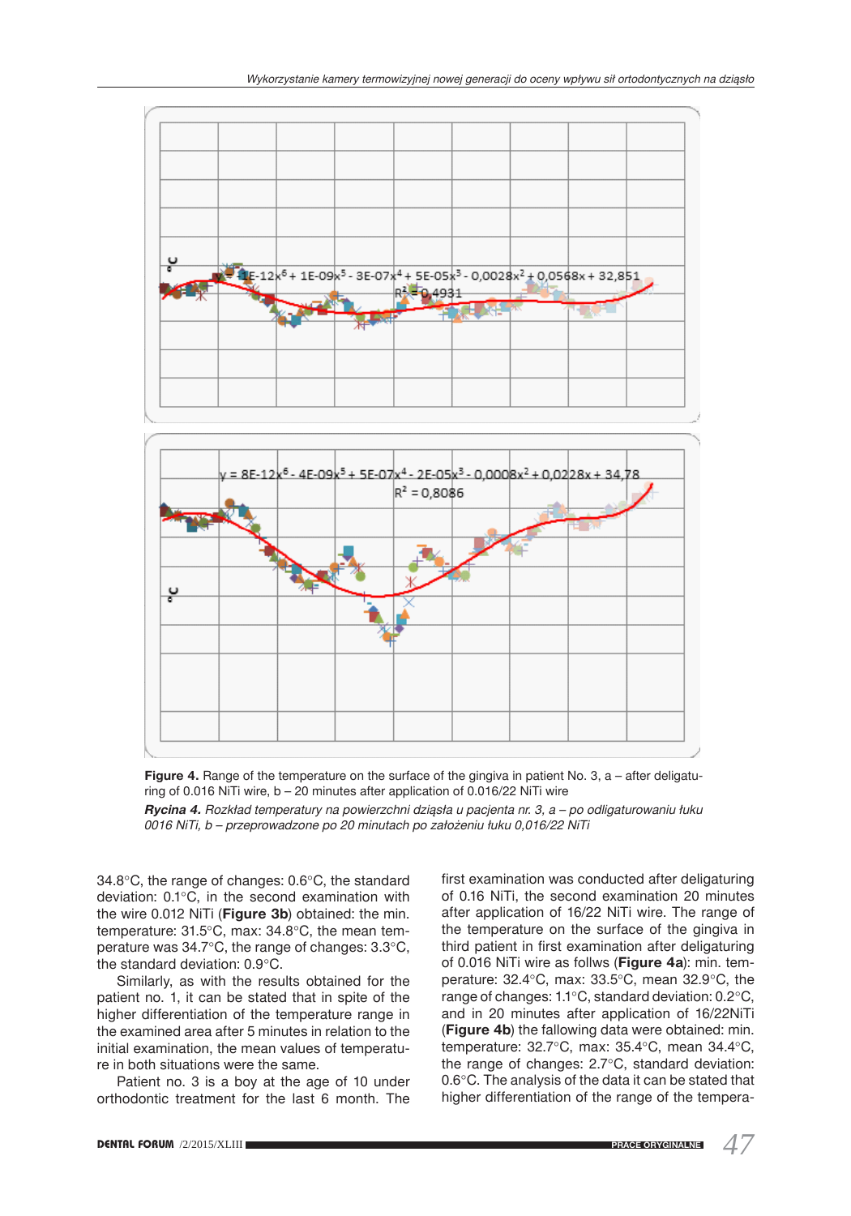**Figure 4.** Range of the temperature on the surface of the gingiva in patient No. 3, a – after deligaturing of 0.016 NiTi wire, b – 20 minutes after application of 0.016/22 NiTi wire

***Rycina 4.*** *Rozkład temperatury na powierzchni dziąsła u pacjenta nr. 3, a – po odligaturowaniu łuku 0016 NiTi, b – przeprowadzone po 20 minutach po założeniu łuku 0,016/22 NiTi*

34.8°C, the range of changes: 0.6°C, the standard deviation: 0.1°C, in the second examination with the wire 0.012 NiTi (**Figure 3b**) obtained: the min. temperature: 31.5°C, max: 34.8°C, the mean temperature was 34.7°C, the range of changes: 3.3°C, the standard deviation: 0.9°C.

Similarly, as with the results obtained for the patient no. 1, it can be stated that in spite of the higher differentiation of the temperature range in the examined area after 5 minutes in relation to the initial examination, the mean values of temperature in both situations were the same.

Patient no. 3 is a boy at the age of 10 under orthodontic treatment for the last 6 month. The first examination was conducted after deligaturing of 0.16 NiTi, the second examination 20 minutes after application of 16/22 NiTi wire. The range of the temperature on the surface of the gingiva in third patient in first examination after deligaturing of 0.016 NiTi wire as follws (**Figure 4a**): min. temperature: 32.4°C, max: 33.5°C, mean 32.9°C, the range of changes: 1.1°C, standard deviation: 0.2°C, and in 20 minutes after application of 16/22NiTi (**Figure 4b**) the fallowing data were obtained: min. temperature: 32.7°C, max: 35.4°C, mean 34.4°C, the range of changes: 2.7°C, standard deviation: 0.6°C. The analysis of the data it can be stated that higher differentiation of the range of the tempera-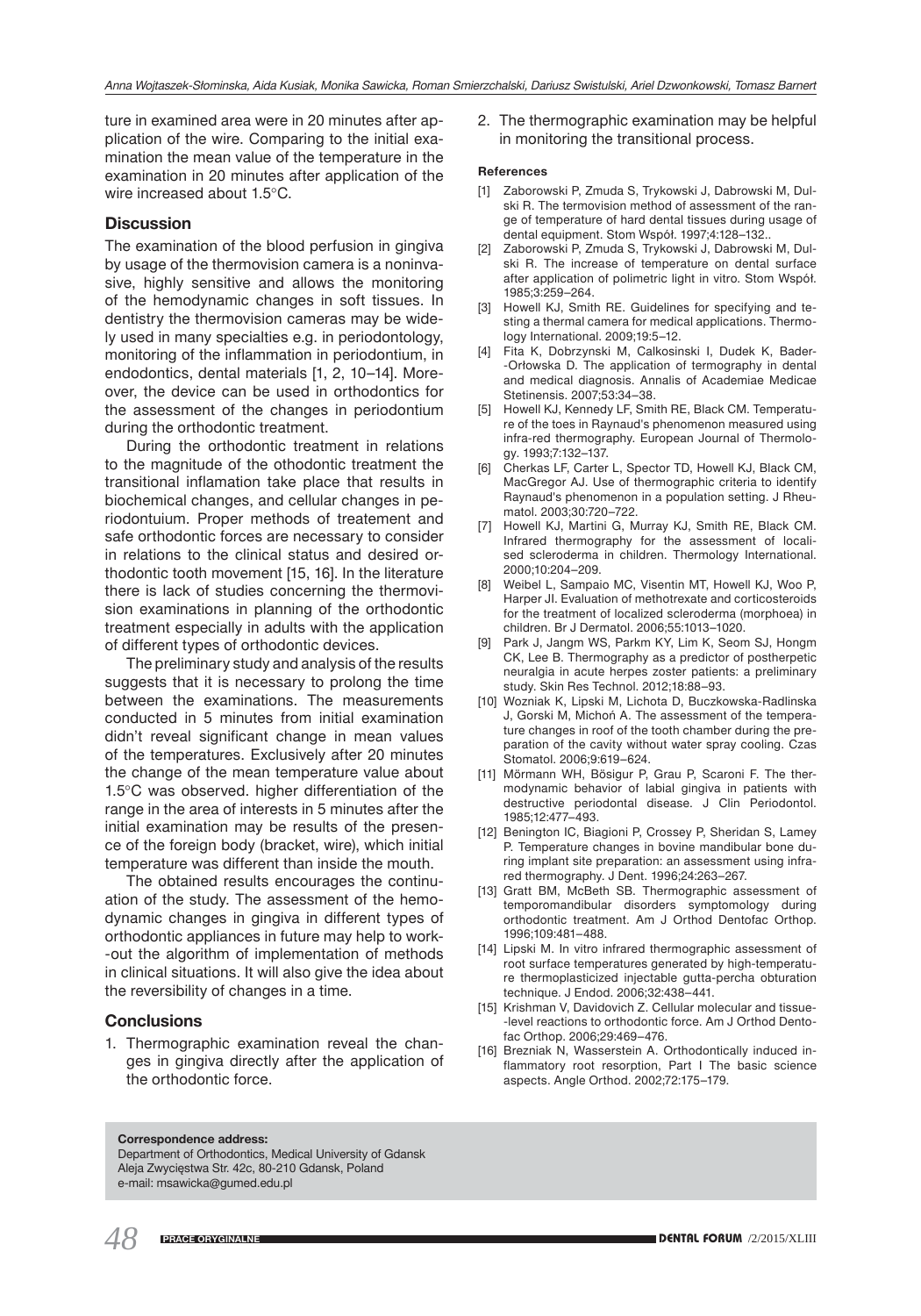ture in examined area were in 20 minutes after application of the wire. Comparing to the initial examination the mean value of the temperature in the examination in 20 minutes after application of the wire increased about 1.5°C.

## Discussion

The examination of the blood perfusion in gingiva by usage of the thermovision camera is a noninvasive, highly sensitive and allows the monitoring of the hemodynamic changes in soft tissues. In dentistry the thermovision cameras may be widely used in many specialties e.g. in periodontology, monitoring of the inflammation in periodontium, in endodontics, dental materials [1, 2, 10–14]. Moreover, the device can be used in orthodontics for the assessment of the changes in periodontium during the orthodontic treatment.

During the orthodontic treatment in relations to the magnitude of the othodontic treatment the transitional inflamation take place that results in biochemical changes, and cellular changes in periodontuium. Proper methods of treatement and safe orthodontic forces are necessary to consider in relations to the clinical status and desired orthodontic tooth movement [15, 16]. In the literature there is lack of studies concerning the thermovision examinations in planning of the orthodontic treatment especially in adults with the application of different types of orthodontic devices.

The preliminary study and analysis of the results suggests that it is necessary to prolong the time between the examinations. The measurements conducted in 5 minutes from initial examination didn't reveal significant change in mean values of the temperatures. Exclusively after 20 minutes the change of the mean temperature value about 1.5°C was observed. higher differentiation of the range in the area of interests in 5 minutes after the initial examination may be results of the presence of the foreign body (bracket, wire), which initial temperature was different than inside the mouth.

The obtained results encourages the continuation of the study. The assessment of the hemodynamic changes in gingiva in different types of orthodontic appliances in future may help to work-out the algorithm of implementation of methods in clinical situations. It will also give the idea about the reversibility of changes in a time.

## Conclusions

1. Thermographic examination reveal the changes in gingiva directly after the application of the orthodontic force.
2. The thermographic examination may be helpful in monitoring the transitional process.

### References

[1] Zaborowski P, Zmuda S, Trykowski J, Dabrowski M, Dulski R. The termovision method of assessment of the range of temperature of hard dental tissues during usage of dental equipment. Stom Współ. 1997;4:128–132..

[2] Zaborowski P, Zmuda S, Trykowski J, Dabrowski M, Dulski R. The increase of temperature on dental surface after application of polimetric light in vitro. Stom Współ. 1985;3:259–264.

[3] Howell KJ, Smith RE. Guidelines for specifying and testing a thermal camera for medical applications. Thermology International. 2009;19:5–12.

[4] Fita K, Dobrzynski M, Calkosinski I, Dudek K, Bader-Orłowska D. The application of termography in dental and medical diagnosis. Annalis of Academiae Medicae Stetinensis. 2007;53:34–38.

[5] Howell KJ, Kennedy LF, Smith RE, Black CM. Temperature of the toes in Raynaud's phenomenon measured using infra-red thermography. European Journal of Thermology. 1993;7:132–137.

[6] Cherkas LF, Carter L, Spector TD, Howell KJ, Black CM, MacGregor AJ. Use of thermographic criteria to identify Raynaud's phenomenon in a population setting. J Rheumatol. 2003;30:720–722.

[7] Howell KJ, Martini G, Murray KJ, Smith RE, Black CM. Infrared thermography for the assessment of localised scleroderma in children. Thermology International. 2000;10:204–209.

[8] Weibel L, Sampaio MC, Visentin MT, Howell KJ, Woo P, Harper JI. Evaluation of methotrexate and corticosteroids for the treatment of localized scleroderma (morphoea) in children. Br J Dermatol. 2006;55:1013–1020.

[9] Park J, Jangm WS, Parkm KY, Lim K, Seom SJ, Hongm CK, Lee B. Thermography as a predictor of postherpetic neuralgia in acute herpes zoster patients: a preliminary study. Skin Res Technol. 2012;18:88–93.

[10] Wozniak K, Lipski M, Lichota D, Buczkowska-Radlinska J, Gorski M, Michoń A. The assessment of the temperature changes in roof of the tooth chamber during the preparation of the cavity without water spray cooling. Czas Stomatol. 2006;9:619–624.

[11] Mörmann WH, Bösigur P, Grau P, Scaroni F. The thermodynamic behavior of labial gingiva in patients with destructive periodontal disease. J Clin Periodontol. 1985;12:477–493.

[12] Benington IC, Biagioni P, Crossey P, Sheridan S, Lamey P. Temperature changes in bovine mandibular bone during implant site preparation: an assessment using infrared thermography. J Dent. 1996;24:263–267.

[13] Gratt BM, McBeth SB. Thermographic assessment of temporomandibular disorders symptomology during orthodontic treatment. Am J Orthod Dentofac Orthop. 1996;109:481–488.

[14] Lipski M. In vitro infrared thermographic assessment of root surface temperatures generated by high-temperature thermoplasticized injectable gutta-percha obturation technique. J Endod. 2006;32:438–441.

[15] Krishman V, Davidovich Z. Cellular molecular and tissue-level reactions to orthodontic force. Am J Orthod Dentofac Orthop. 2006;29:469–476.

[16] Brezniak N, Wasserstein A. Orthodontically induced inflammatory root resorption, Part I The basic science aspects. Angle Orthod. 2002;72:175–179.

**Correspondence address:**
Department of Orthodontics, Medical University of Gdansk
Aleja Zwycięstwa Str. 42c, 80-210 Gdansk, Poland
e-mail: msawicka@gumed.edu.pl